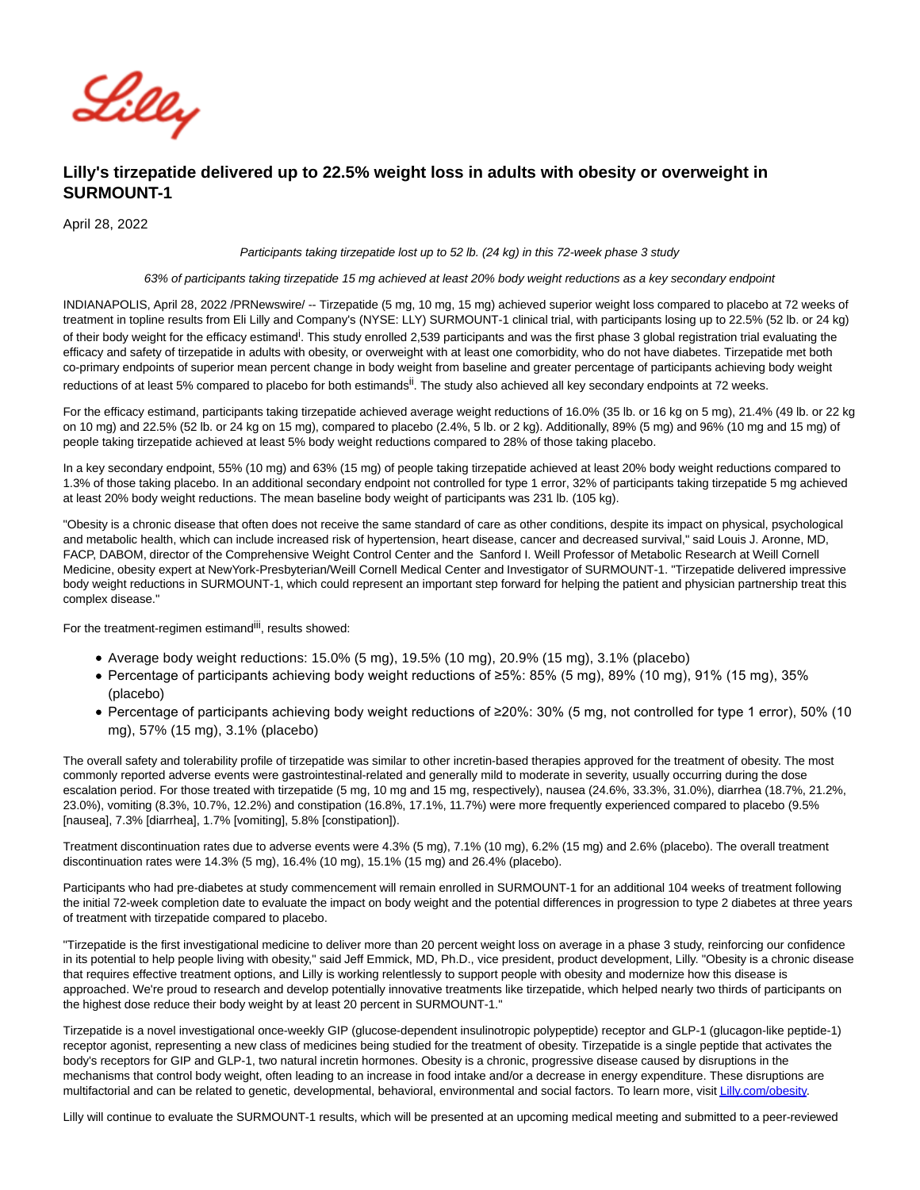# Lilly's tirzepatide delivered up to 22.5% weight loss in adults with obesity or overweight in SURMOUNT-1

April 28, 2022

*Participants taking tirzepatide lost up to 52 lb. (24 kg) in this 72-week phase 3 study*

*63% of participants taking tirzepatide 15 mg achieved at least 20% body weight reductions as a key secondary endpoint*

INDIANAPOLIS, April 28, 2022 /PRNewswire/ -- Tirzepatide (5 mg, 10 mg, 15 mg) achieved superior weight loss compared to placebo at 72 weeks of treatment in topline results from Eli Lilly and Company's (NYSE: LLY) SURMOUNT-1 clinical trial, with participants losing up to 22.5% (52 lb. or 24 kg) of their body weight for the efficacy estimand[i]. This study enrolled 2,539 participants and was the first phase 3 global registration trial evaluating the efficacy and safety of tirzepatide in adults with obesity, or overweight with at least one comorbidity, who do not have diabetes. Tirzepatide met both co-primary endpoints of superior mean percent change in body weight from baseline and greater percentage of participants achieving body weight reductions of at least 5% compared to placebo for both estimands[ii]. The study also achieved all key secondary endpoints at 72 weeks.

For the efficacy estimand, participants taking tirzepatide achieved average weight reductions of 16.0% (35 lb. or 16 kg on 5 mg), 21.4% (49 lb. or 22 kg on 10 mg) and 22.5% (52 lb. or 24 kg on 15 mg), compared to placebo (2.4%, 5 lb. or 2 kg). Additionally, 89% (5 mg) and 96% (10 mg and 15 mg) of people taking tirzepatide achieved at least 5% body weight reductions compared to 28% of those taking placebo.

In a key secondary endpoint, 55% (10 mg) and 63% (15 mg) of people taking tirzepatide achieved at least 20% body weight reductions compared to 1.3% of those taking placebo. In an additional secondary endpoint not controlled for type 1 error, 32% of participants taking tirzepatide 5 mg achieved at least 20% body weight reductions. The mean baseline body weight of participants was 231 lb. (105 kg).

"Obesity is a chronic disease that often does not receive the same standard of care as other conditions, despite its impact on physical, psychological and metabolic health, which can include increased risk of hypertension, heart disease, cancer and decreased survival," said Louis J. Aronne, MD, FACP, DABOM, director of the Comprehensive Weight Control Center and the Sanford I. Weill Professor of Metabolic Research at Weill Cornell Medicine, obesity expert at NewYork-Presbyterian/Weill Cornell Medical Center and Investigator of SURMOUNT-1. "Tirzepatide delivered impressive body weight reductions in SURMOUNT-1, which could represent an important step forward for helping the patient and physician partnership treat this complex disease."

For the treatment-regimen estimand[iii], results showed:

- Average body weight reductions: 15.0% (5 mg), 19.5% (10 mg), 20.9% (15 mg), 3.1% (placebo)
- Percentage of participants achieving body weight reductions of ≥5%: 85% (5 mg), 89% (10 mg), 91% (15 mg), 35% (placebo)
- Percentage of participants achieving body weight reductions of ≥20%: 30% (5 mg, not controlled for type 1 error), 50% (10 mg), 57% (15 mg), 3.1% (placebo)

The overall safety and tolerability profile of tirzepatide was similar to other incretin-based therapies approved for the treatment of obesity. The most commonly reported adverse events were gastrointestinal-related and generally mild to moderate in severity, usually occurring during the dose escalation period. For those treated with tirzepatide (5 mg, 10 mg and 15 mg, respectively), nausea (24.6%, 33.3%, 31.0%), diarrhea (18.7%, 21.2%, 23.0%), vomiting (8.3%, 10.7%, 12.2%) and constipation (16.8%, 17.1%, 11.7%) were more frequently experienced compared to placebo (9.5% [nausea], 7.3% [diarrhea], 1.7% [vomiting], 5.8% [constipation]).

Treatment discontinuation rates due to adverse events were 4.3% (5 mg), 7.1% (10 mg), 6.2% (15 mg) and 2.6% (placebo). The overall treatment discontinuation rates were 14.3% (5 mg), 16.4% (10 mg), 15.1% (15 mg) and 26.4% (placebo).

Participants who had pre-diabetes at study commencement will remain enrolled in SURMOUNT-1 for an additional 104 weeks of treatment following the initial 72-week completion date to evaluate the impact on body weight and the potential differences in progression to type 2 diabetes at three years of treatment with tirzepatide compared to placebo.

"Tirzepatide is the first investigational medicine to deliver more than 20 percent weight loss on average in a phase 3 study, reinforcing our confidence in its potential to help people living with obesity," said Jeff Emmick, MD, Ph.D., vice president, product development, Lilly. "Obesity is a chronic disease that requires effective treatment options, and Lilly is working relentlessly to support people with obesity and modernize how this disease is approached. We're proud to research and develop potentially innovative treatments like tirzepatide, which helped nearly two thirds of participants on the highest dose reduce their body weight by at least 20 percent in SURMOUNT-1."

Tirzepatide is a novel investigational once-weekly GIP (glucose-dependent insulinotropic polypeptide) receptor and GLP-1 (glucagon-like peptide-1) receptor agonist, representing a new class of medicines being studied for the treatment of obesity. Tirzepatide is a single peptide that activates the body's receptors for GIP and GLP-1, two natural incretin hormones. Obesity is a chronic, progressive disease caused by disruptions in the mechanisms that control body weight, often leading to an increase in food intake and/or a decrease in energy expenditure. These disruptions are multifactorial and can be related to genetic, developmental, behavioral, environmental and social factors. To learn more, visit Lilly.com/obesity.

Lilly will continue to evaluate the SURMOUNT-1 results, which will be presented at an upcoming medical meeting and submitted to a peer-reviewed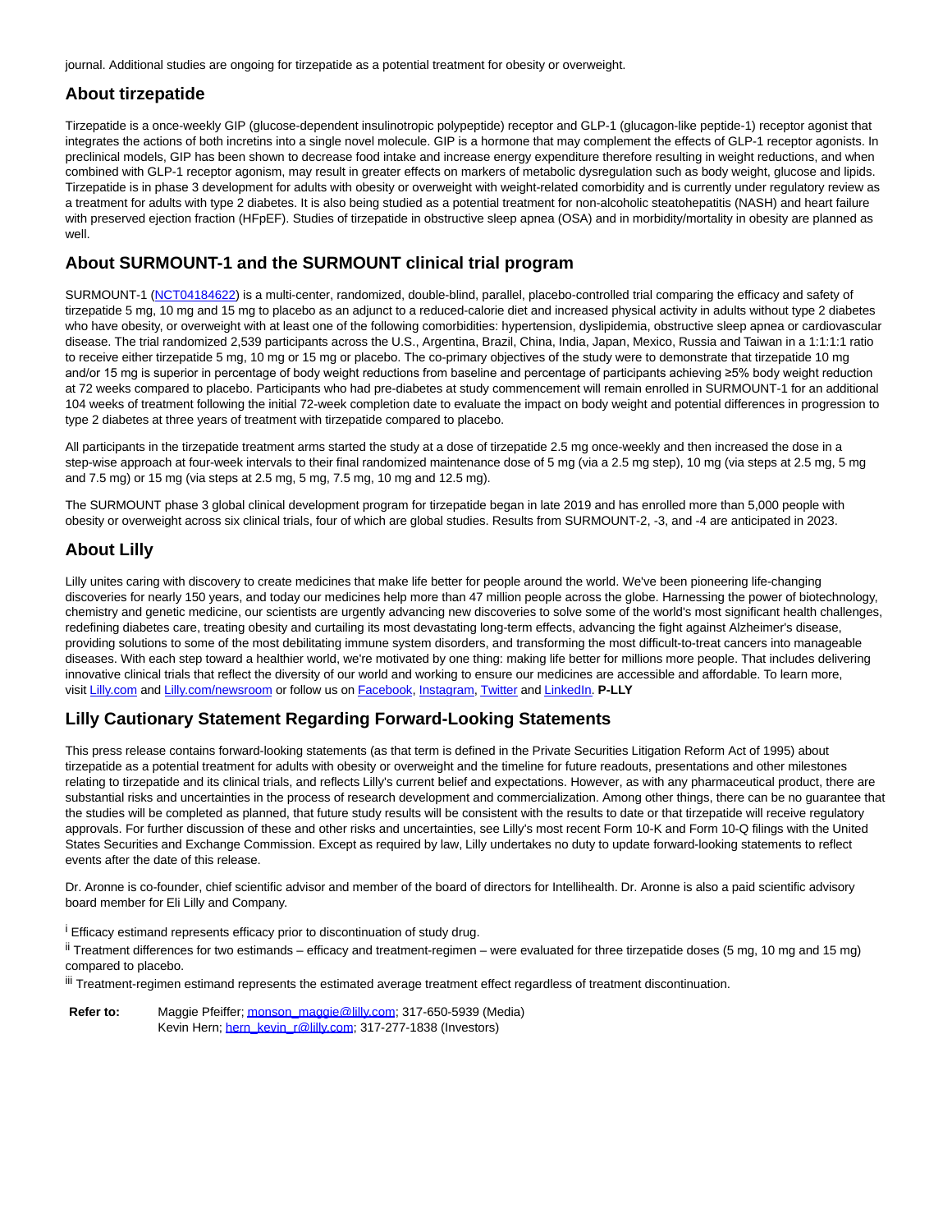journal. Additional studies are ongoing for tirzepatide as a potential treatment for obesity or overweight.

## About tirzepatide

Tirzepatide is a once-weekly GIP (glucose-dependent insulinotropic polypeptide) receptor and GLP-1 (glucagon-like peptide-1) receptor agonist that integrates the actions of both incretins into a single novel molecule. GIP is a hormone that may complement the effects of GLP-1 receptor agonists. In preclinical models, GIP has been shown to decrease food intake and increase energy expenditure therefore resulting in weight reductions, and when combined with GLP-1 receptor agonism, may result in greater effects on markers of metabolic dysregulation such as body weight, glucose and lipids. Tirzepatide is in phase 3 development for adults with obesity or overweight with weight-related comorbidity and is currently under regulatory review as a treatment for adults with type 2 diabetes. It is also being studied as a potential treatment for non-alcoholic steatohepatitis (NASH) and heart failure with preserved ejection fraction (HFpEF). Studies of tirzepatide in obstructive sleep apnea (OSA) and in morbidity/mortality in obesity are planned as well.

## About SURMOUNT-1 and the SURMOUNT clinical trial program

SURMOUNT-1 (NCT04184622) is a multi-center, randomized, double-blind, parallel, placebo-controlled trial comparing the efficacy and safety of tirzepatide 5 mg, 10 mg and 15 mg to placebo as an adjunct to a reduced-calorie diet and increased physical activity in adults without type 2 diabetes who have obesity, or overweight with at least one of the following comorbidities: hypertension, dyslipidemia, obstructive sleep apnea or cardiovascular disease. The trial randomized 2,539 participants across the U.S., Argentina, Brazil, China, India, Japan, Mexico, Russia and Taiwan in a 1:1:1:1 ratio to receive either tirzepatide 5 mg, 10 mg or 15 mg or placebo. The co-primary objectives of the study were to demonstrate that tirzepatide 10 mg and/or 15 mg is superior in percentage of body weight reductions from baseline and percentage of participants achieving ≥5% body weight reduction at 72 weeks compared to placebo. Participants who had pre-diabetes at study commencement will remain enrolled in SURMOUNT-1 for an additional 104 weeks of treatment following the initial 72-week completion date to evaluate the impact on body weight and potential differences in progression to type 2 diabetes at three years of treatment with tirzepatide compared to placebo.

All participants in the tirzepatide treatment arms started the study at a dose of tirzepatide 2.5 mg once-weekly and then increased the dose in a step-wise approach at four-week intervals to their final randomized maintenance dose of 5 mg (via a 2.5 mg step), 10 mg (via steps at 2.5 mg, 5 mg and 7.5 mg) or 15 mg (via steps at 2.5 mg, 5 mg, 7.5 mg, 10 mg and 12.5 mg).

The SURMOUNT phase 3 global clinical development program for tirzepatide began in late 2019 and has enrolled more than 5,000 people with obesity or overweight across six clinical trials, four of which are global studies. Results from SURMOUNT-2, -3, and -4 are anticipated in 2023.

## About Lilly

Lilly unites caring with discovery to create medicines that make life better for people around the world. We've been pioneering life-changing discoveries for nearly 150 years, and today our medicines help more than 47 million people across the globe. Harnessing the power of biotechnology, chemistry and genetic medicine, our scientists are urgently advancing new discoveries to solve some of the world's most significant health challenges, redefining diabetes care, treating obesity and curtailing its most devastating long-term effects, advancing the fight against Alzheimer's disease, providing solutions to some of the most debilitating immune system disorders, and transforming the most difficult-to-treat cancers into manageable diseases. With each step toward a healthier world, we're motivated by one thing: making life better for millions more people. That includes delivering innovative clinical trials that reflect the diversity of our world and working to ensure our medicines are accessible and affordable. To learn more, visit Lilly.com and Lilly.com/newsroom or follow us on Facebook, Instagram, Twitter and LinkedIn. **P-LLY**

## Lilly Cautionary Statement Regarding Forward-Looking Statements

This press release contains forward-looking statements (as that term is defined in the Private Securities Litigation Reform Act of 1995) about tirzepatide as a potential treatment for adults with obesity or overweight and the timeline for future readouts, presentations and other milestones relating to tirzepatide and its clinical trials, and reflects Lilly's current belief and expectations. However, as with any pharmaceutical product, there are substantial risks and uncertainties in the process of research development and commercialization. Among other things, there can be no guarantee that the studies will be completed as planned, that future study results will be consistent with the results to date or that tirzepatide will receive regulatory approvals. For further discussion of these and other risks and uncertainties, see Lilly's most recent Form 10-K and Form 10-Q filings with the United States Securities and Exchange Commission. Except as required by law, Lilly undertakes no duty to update forward-looking statements to reflect events after the date of this release.

Dr. Aronne is co-founder, chief scientific advisor and member of the board of directors for Intellihealth. Dr. Aronne is also a paid scientific advisory board member for Eli Lilly and Company.

[i] Efficacy estimand represents efficacy prior to discontinuation of study drug.

[ii] Treatment differences for two estimands – efficacy and treatment-regimen – were evaluated for three tirzepatide doses (5 mg, 10 mg and 15 mg) compared to placebo.

[iii] Treatment-regimen estimand represents the estimated average treatment effect regardless of treatment discontinuation.

**Refer to:** Maggie Pfeiffer; monson_maggie@lilly.com; 317-650-5939 (Media)
Kevin Hern; hern_kevin_r@lilly.com; 317-277-1838 (Investors)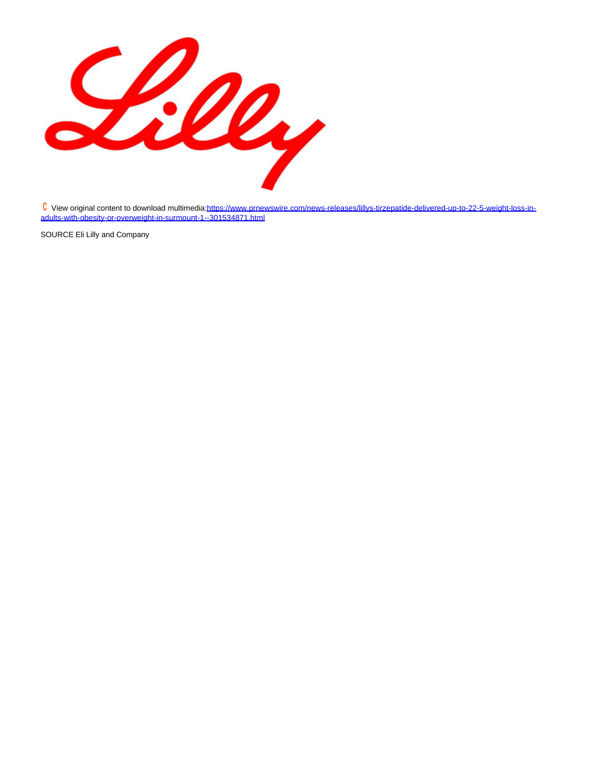View original content to download multimedia:[https://www.prnewswire.com/news-releases/lillys-tirzepatide-delivered-up-to-22-5-weight-loss-in-adults-with-obesity-or-overweight-in-surmount-1--301534871.html](https://www.prnewswire.com/news-releases/lillys-tirzepatide-delivered-up-to-22-5-weight-loss-in-adults-with-obesity-or-overweight-in-surmount-1--301534871.html)

SOURCE Eli Lilly and Company